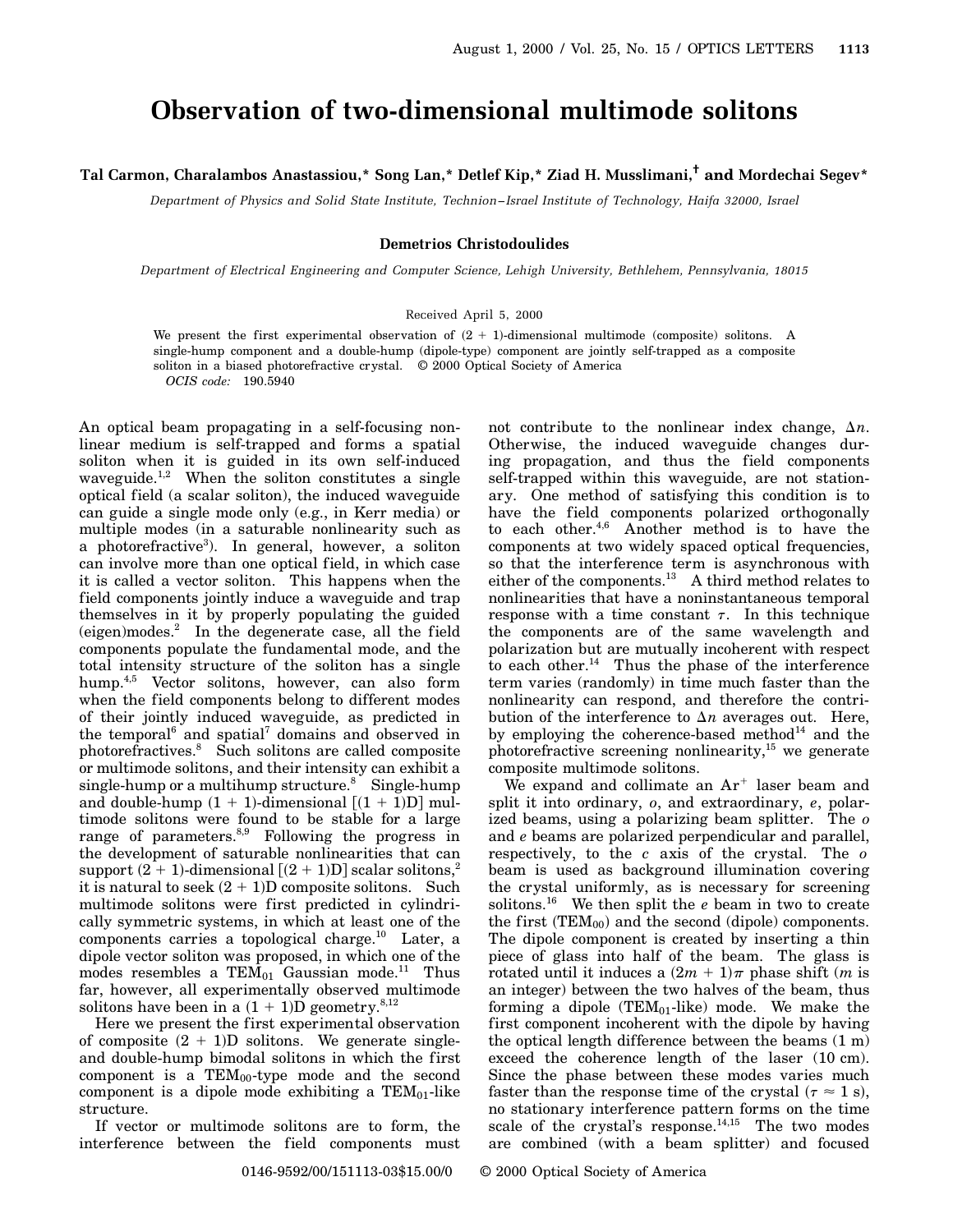# Observation of two-dimensional multimode solitons

**Tal Carmon, Charalambos Anastassiou,\* Song Lan,\* Detlef Kip,\* Ziad H. Musslimani,† and Mordechai Segev\***

*Department of Physics and Solid State Institute, Technion–Israel Institute of Technology, Haifa 32000, Israel*

**Demetrios Christodoulides**

*Department of Electrical Engineering and Computer Science, Lehigh University, Bethlehem, Pennsylvania, 18015*

Received April 5, 2000

We present the first experimental observation of (2 + 1)-dimensional multimode (composite) solitons. A single-hump component and a double-hump (dipole-type) component are jointly self-trapped as a composite soliton in a biased photorefractive crystal. © 2000 Optical Society of America

*OCIS code:* 190.5940

An optical beam propagating in a self-focusing nonlinear medium is self-trapped and forms a spatial soliton when it is guided in its own self-induced waveguide.[1,2] When the soliton constitutes a single optical field (a scalar soliton), the induced waveguide can guide a single mode only (e.g., in Kerr media) or multiple modes (in a saturable nonlinearity such as a photorefractive[3]). In general, however, a soliton can involve more than one optical field, in which case it is called a vector soliton. This happens when the field components jointly induce a waveguide and trap themselves in it by properly populating the guided (eigen)modes.[2] In the degenerate case, all the field components populate the fundamental mode, and the total intensity structure of the soliton has a single hump.[4,5] Vector solitons, however, can also form when the field components belong to different modes of their jointly induced waveguide, as predicted in the temporal[6] and spatial[7] domains and observed in photorefractives.[8] Such solitons are called composite or multimode solitons, and their intensity can exhibit a single-hump or a multihump structure.[8] Single-hump and double-hump (1 + 1)-dimensional [(1 + 1)D] multimode solitons were found to be stable for a large range of parameters.[8,9] Following the progress in the development of saturable nonlinearities that can support (2 + 1)-dimensional [(2 + 1)D] scalar solitons,[2] it is natural to seek (2 + 1)D composite solitons. Such multimode solitons were first predicted in cylindrically symmetric systems, in which at least one of the components carries a topological charge.[10] Later, a dipole vector soliton was proposed, in which one of the modes resembles a $TEM_{01}$ Gaussian mode.[11] Thus far, however, all experimentally observed multimode solitons have been in a (1 + 1)D geometry.[8,12]

Here we present the first experimental observation of composite (2 + 1)D solitons. We generate single- and double-hump bimodal solitons in which the first component is a $TEM_{00}$-type mode and the second component is a dipole mode exhibiting a $TEM_{01}$-like structure.

If vector or multimode solitons are to form, the interference between the field components must not contribute to the nonlinear index change, $\Delta n$. Otherwise, the induced waveguide changes during propagation, and thus the field components self-trapped within this waveguide, are not stationary. One method of satisfying this condition is to have the field components polarized orthogonally to each other.[4,6] Another method is to have the components at two widely spaced optical frequencies, so that the interference term is asynchronous with either of the components.[13] A third method relates to nonlinearities that have a noninstantaneous temporal response with a time constant $\tau$. In this technique the components are of the same wavelength and polarization but are mutually incoherent with respect to each other.[14] Thus the phase of the interference term varies (randomly) in time much faster than the nonlinearity can respond, and therefore the contribution of the interference to $\Delta n$ averages out. Here, by employing the coherence-based method[14] and the photorefractive screening nonlinearity,[15] we generate composite multimode solitons.

We expand and collimate an $Ar^+$ laser beam and split it into ordinary, *o*, and extraordinary, *e*, polarized beams, using a polarizing beam splitter. The *o* and *e* beams are polarized perpendicular and parallel, respectively, to the *c* axis of the crystal. The *o* beam is used as background illumination covering the crystal uniformly, as is necessary for screening solitons.[16] We then split the *e* beam in two to create the first ($TEM_{00}$) and the second (dipole) components. The dipole component is created by inserting a thin piece of glass into half of the beam. The glass is rotated until it induces a $(2m + 1)\pi$ phase shift ($m$ is an integer) between the two halves of the beam, thus forming a dipole ($TEM_{01}$-like) mode. We make the first component incoherent with the dipole by having the optical length difference between the beams (1 m) exceed the coherence length of the laser (10 cm). Since the phase between these modes varies much faster than the response time of the crystal ($\tau \approx 1$ s), no stationary interference pattern forms on the time scale of the crystal's response.[14,15] The two modes are combined (with a beam splitter) and focused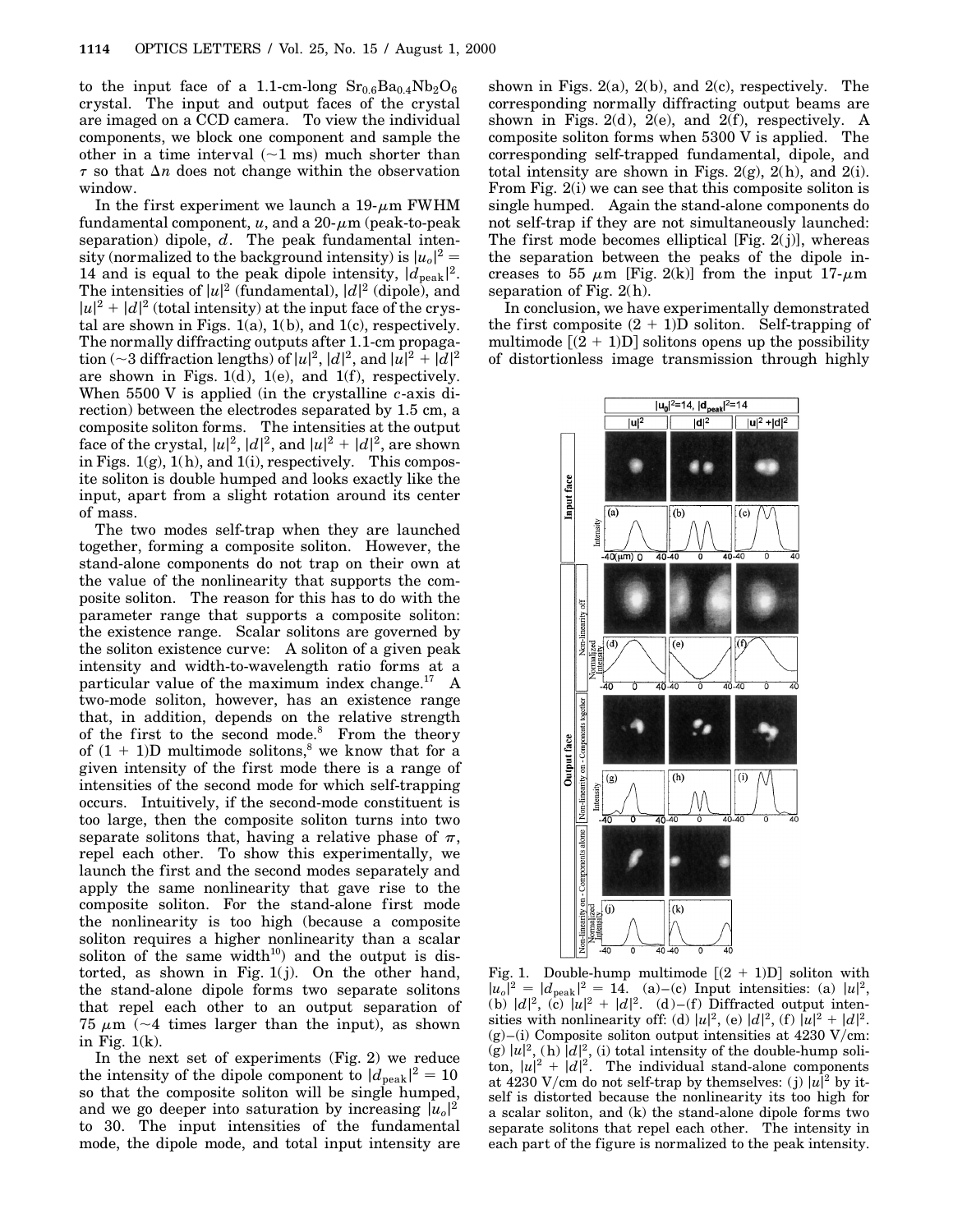to the input face of a 1.1-cm-long $Sr_{0.6}Ba_{0.4}Nb_2O_6$ crystal. The input and output faces of the crystal are imaged on a CCD camera. To view the individual components, we block one component and sample the other in a time interval (~1 ms) much shorter than $\tau$ so that $\Delta n$ does not change within the observation window.

In the first experiment we launch a 19-$\mu$m FWHM fundamental component, $u$, and a 20-$\mu$m (peak-to-peak separation) dipole, $d$. The peak fundamental intensity (normalized to the background intensity) is $|u_o|^2 = 14$ and is equal to the peak dipole intensity, $|d_{\text{peak}}|^2$. The intensities of $|u|^2$ (fundamental), $|d|^2$ (dipole), and $|u|^2 + |d|^2$ (total intensity) at the input face of the crystal are shown in Figs. 1(a), 1(b), and 1(c), respectively. The normally diffracting outputs after 1.1-cm propagation (~3 diffraction lengths) of $|u|^2$, $|d|^2$, and $|u|^2 + |d|^2$ are shown in Figs. 1(d), 1(e), and 1(f), respectively. When 5500 V is applied (in the crystalline $c$-axis direction) between the electrodes separated by 1.5 cm, a composite soliton forms. The intensities at the output face of the crystal, $|u|^2$, $|d|^2$, and $|u|^2 + |d|^2$, are shown in Figs. 1(h), 1(h), and 1(i), respectively. This composite soliton is double humped and looks exactly like the input, apart from a slight rotation around its center of mass.

The two modes self-trap when they are launched together, forming a composite soliton. However, the stand-alone components do not trap on their own at the value of the nonlinearity that supports the composite soliton. The reason for this has to do with the parameter range that supports a composite soliton: the existence range. Scalar solitons are governed by the soliton existence curve: A soliton of a given peak intensity and width-to-wavelength ratio forms at a particular value of the maximum index change.[17] A two-mode soliton, however, has an existence range that, in addition, depends on the relative strength of the first to the second mode.[8] From the theory of (1 + 1)D multimode solitons,[8] we know that for a given intensity of the first mode there is a range of intensities of the second mode for which self-trapping occurs. Intuitively, if the second-mode constituent is too large, then the composite soliton turns into two separate solitons that, having a relative phase of $\pi$, repel each other. To show this experimentally, we launch the first and the second modes separately and apply the same nonlinearity that gave rise to the composite soliton. For the stand-alone first mode the nonlinearity is too high (because a composite soliton requires a higher nonlinearity than a scalar soliton of the same width[10]) and the output is distorted, as shown in Fig. 1(j). On the other hand, the stand-alone dipole forms two separate solitons that repel each other to an output separation of 75 $\mu$m (~4 times larger than the input), as shown in Fig. 1(k).

In the next set of experiments (Fig. 2) we reduce the intensity of the dipole component to $|d_{\text{peak}}|^2 = 10$ so that the composite soliton will be single humped, and we go deeper into saturation by increasing $|u_o|^2$ to 30. The input intensities of the fundamental mode, the dipole mode, and total input intensity are shown in Figs. 2(a), 2(b), and 2(c), respectively. The corresponding normally diffracting output beams are shown in Figs. 2(d), 2(e), and 2(f), respectively. A composite soliton forms when 5300 V is applied. The corresponding self-trapped fundamental, dipole, and total intensity are shown in Figs. 2(g), 2(h), and 2(i). From Fig. 2(i) we can see that this composite soliton is single humped. Again the stand-alone components do not self-trap if they are not simultaneously launched: The first mode becomes elliptical [Fig. 2(j)], whereas the separation between the peaks of the dipole increases to 55 $\mu$m [Fig. 2(k)] from the input 17-$\mu$m separation of Fig. 2(h).

In conclusion, we have experimentally demonstrated the first composite (2 + 1)D soliton. Self-trapping of multimode [(2 + 1)D] solitons opens up the possibility of distortionless image transmission through highly

Fig. 1. Double-hump multimode [(2 + 1)D] soliton with $|u_o|^2 = |d_{\text{peak}}|^2 = 14$. (a)–(c) Input intensities: (a) $|u|^2$, (b) $|d|^2$, (c) $|u|^2 + |d|^2$. (d)–(f) Diffracted output intensities with nonlinearity off: (d) $|u|^2$, (e) $|d|^2$, (f) $|u|^2 + |d|^2$. (g)–(i) Composite soliton output intensities at 4230 V/cm: (g) $|u|^2$, (h) $|d|^2$, (i) total intensity of the double-hump soliton, $|u|^2 + |d|^2$. The individual stand-alone components at 4230 V/cm do not self-trap by themselves: (j) $|u|^2$ by itself is distorted because the nonlinearity its too high for a scalar soliton, and (k) the stand-alone dipole forms two separate solitons that repel each other. The intensity in each part of the figure is normalized to the peak intensity.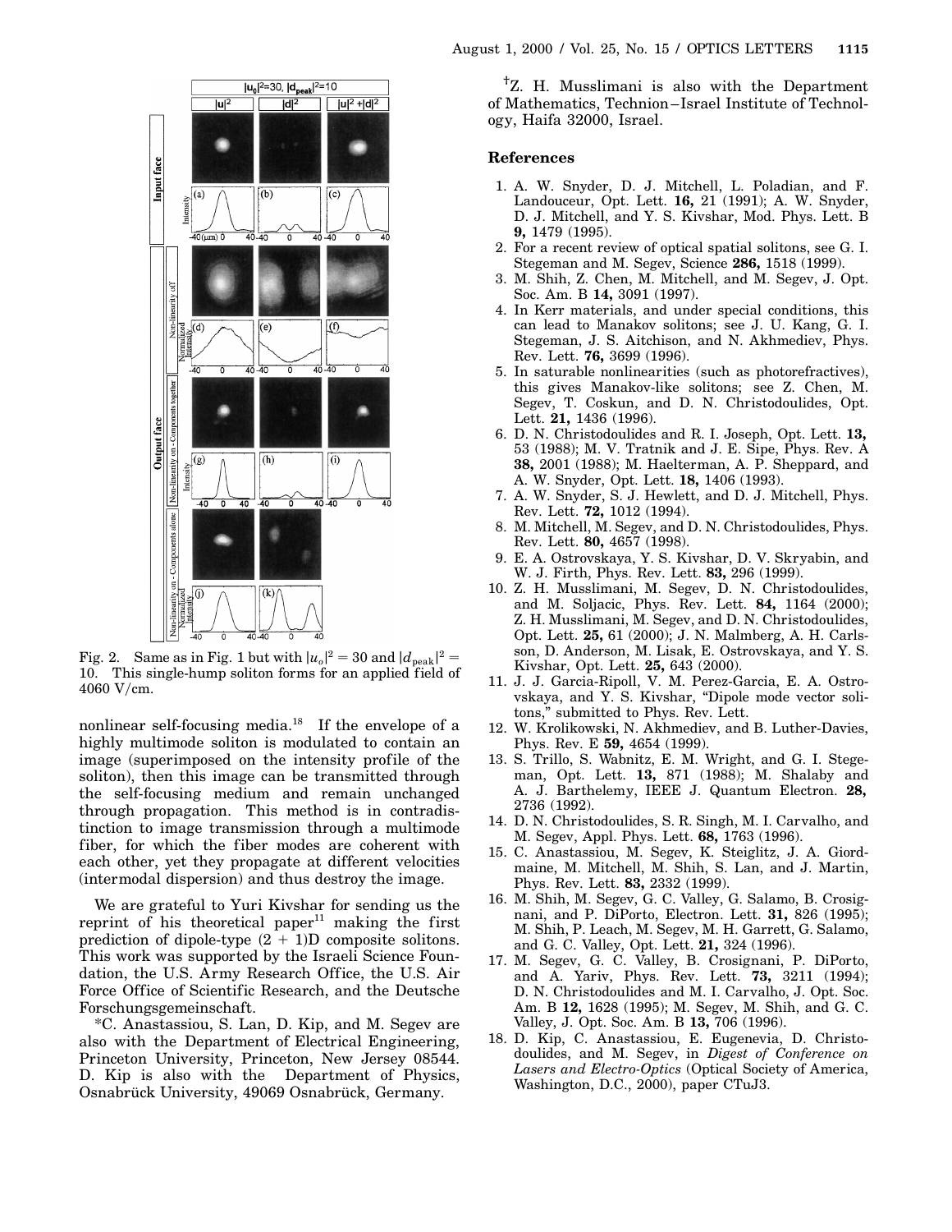Fig. 2. Same as in Fig. 1 but with $|u_o|^2 = 30$ and $|d_{\text{peak}}|^2 = 10$. This single-hump soliton forms for an applied field of 4060 V/cm.

nonlinear self-focusing media.[18] If the envelope of a highly multimode soliton is modulated to contain an image (superimposed on the intensity profile of the soliton), then this image can be transmitted through the self-focusing medium and remain unchanged through propagation. This method is in contradistinction to image transmission through a multimode fiber, for which the fiber modes are coherent with each other, yet they propagate at different velocities (intermodal dispersion) and thus destroy the image.

We are grateful to Yuri Kivshar for sending us the reprint of his theoretical paper[11] making the first prediction of dipole-type (2 + 1)D composite solitons. This work was supported by the Israeli Science Foundation, the U.S. Army Research Office, the U.S. Air Force Office of Scientific Research, and the Deutsche Forschungsgemeinschaft.

*C. Anastassiou, S. Lan, D. Kip, and M. Segev are also with the Department of Electrical Engineering, Princeton University, Princeton, New Jersey 08544. D. Kip is also with the Department of Physics, Osnabrück University, 49069 Osnabrück, Germany.

†Z. H. Musslimani is also with the Department of Mathematics, Technion–Israel Institute of Technology, Haifa 32000, Israel.

## References

1. A. W. Snyder, D. J. Mitchell, L. Poladian, and F. Landouceur, Opt. Lett. **16,** 21 (1991); A. W. Snyder, D. J. Mitchell, and Y. S. Kivshar, Mod. Phys. Lett. B **9,** 1479 (1995).
2. For a recent review of optical spatial solitons, see G. I. Stegeman and M. Segev, Science **286,** 1518 (1999).
3. M. Shih, Z. Chen, M. Mitchell, and M. Segev, J. Opt. Soc. Am. B **14,** 3091 (1997).
4. In Kerr materials, and under special conditions, this can lead to Manakov solitons; see J. U. Kang, G. I. Stegeman, J. S. Aitchison, and N. Akhmediev, Phys. Rev. Lett. **76,** 3699 (1996).
5. In saturable nonlinearities (such as photorefractives), this gives Manakov-like solitons; see Z. Chen, M. Segev, T. Coskun, and D. N. Christodoulides, Opt. Lett. **21,** 1436 (1996).
6. D. N. Christodoulides and R. I. Joseph, Opt. Lett. **13,** 53 (1988); M. V. Tratnik and J. E. Sipe, Phys. Rev. A **38,** 2001 (1988); M. Haelterman, A. P. Sheppard, and A. W. Snyder, Opt. Lett. **18,** 1406 (1993).
7. A. W. Snyder, S. J. Hewlett, and D. J. Mitchell, Phys. Rev. Lett. **72,** 1012 (1994).
8. M. Mitchell, M. Segev, and D. N. Christodoulides, Phys. Rev. Lett. **80,** 4657 (1998).
9. E. A. Ostrovskaya, Y. S. Kivshar, D. V. Skryabin, and W. J. Firth, Phys. Rev. Lett. **83,** 296 (1999).
10. Z. H. Musslimani, M. Segev, D. N. Christodoulides, and M. Soljacic, Phys. Rev. Lett. **84,** 1164 (2000); Z. H. Musslimani, M. Segev, and D. N. Christodoulides, Opt. Lett. **25,** 61 (2000); J. N. Malmberg, A. H. Carlsson, D. Anderson, M. Lisak, E. Ostrovskaya, and Y. S. Kivshar, Opt. Lett. **25,** 643 (2000).
11. J. J. Garcia-Ripoll, V. M. Perez-Garcia, E. A. Ostrovskaya, and Y. S. Kivshar, "Dipole mode vector solitons," submitted to Phys. Rev. Lett.
12. W. Krolikowski, N. Akhmediev, and B. Luther-Davies, Phys. Rev. E **59,** 4654 (1999).
13. S. Trillo, S. Wabnitz, E. M. Wright, and G. I. Stegeman, Opt. Lett. **13,** 871 (1988); M. Shalaby and A. J. Barthelemy, IEEE J. Quantum Electron. **28,** 2736 (1992).
14. D. N. Christodoulides, S. R. Singh, M. I. Carvalho, and M. Segev, Appl. Phys. Lett. **68,** 1763 (1996).
15. C. Anastassiou, M. Segev, K. Steiglitz, J. A. Giordmaine, M. Mitchell, M. Shih, S. Lan, and J. Martin, Phys. Rev. Lett. **83,** 2332 (1999).
16. M. Shih, M. Segev, G. C. Valley, G. Salamo, B. Crosignani, and P. DiPorto, Electron. Lett. **31,** 826 (1995); M. Shih, P. Leach, M. Segev, M. H. Garrett, G. Salamo, and G. C. Valley, Opt. Lett. **21,** 324 (1996).
17. M. Segev, G. C. Valley, B. Crosignani, P. DiPorto, and A. Yariv, Phys. Rev. Lett. **73,** 3211 (1994); D. N. Christodoulides and M. I. Carvalho, J. Opt. Soc. Am. B **12,** 1628 (1995); M. Segev, M. Shih, and G. C. Valley, J. Opt. Soc. Am. B **13,** 706 (1996).
18. D. Kip, C. Anastassiou, E. Eugenevia, D. Christodoulides, and M. Segev, in *Digest of Conference on Lasers and Electro-Optics* (Optical Society of America, Washington, D.C., 2000), paper CTuJ3.